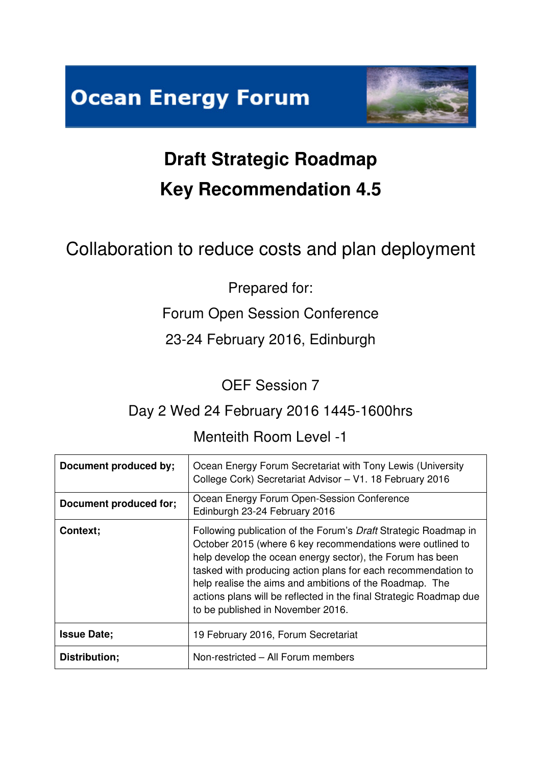# Ocean Energy Forum

## Draft Strategic Roadmap

## Key Recommendation 4.5

Collaboration to reduce costs and plan deployment

Prepared for:

Forum Open Session Conference

23-24 February 2016, Edinburgh

OEF Session 7

Day 2 Wed 24 February 2016 1445-1600hrs

Menteith Room Level -1

| | |
|---|---|
| **Document produced by;** | Ocean Energy Forum Secretariat with Tony Lewis (University College Cork) Secretariat Advisor – V1. 18 February 2016 |
| **Document produced for;** | Ocean Energy Forum Open-Session Conference Edinburgh 23-24 February 2016 |
| **Context;** | Following publication of the Forum's *Draft* Strategic Roadmap in October 2015 (where 6 key recommendations were outlined to help develop the ocean energy sector), the Forum has been tasked with producing action plans for each recommendation to help realise the aims and ambitions of the Roadmap. The actions plans will be reflected in the final Strategic Roadmap due to be published in November 2016. |
| **Issue Date;** | 19 February 2016, Forum Secretariat |
| **Distribution;** | Non-restricted – All Forum members |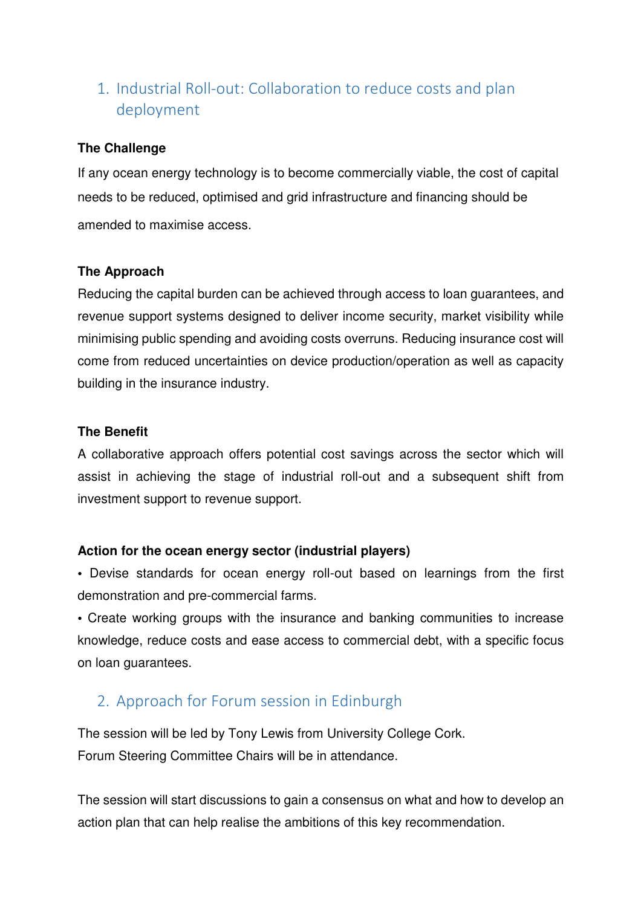## 1. Industrial Roll-out: Collaboration to reduce costs and plan deployment

**The Challenge**

If any ocean energy technology is to become commercially viable, the cost of capital needs to be reduced, optimised and grid infrastructure and financing should be amended to maximise access.

**The Approach**

Reducing the capital burden can be achieved through access to loan guarantees, and revenue support systems designed to deliver income security, market visibility while minimising public spending and avoiding costs overruns. Reducing insurance cost will come from reduced uncertainties on device production/operation as well as capacity building in the insurance industry.

**The Benefit**

A collaborative approach offers potential cost savings across the sector which will assist in achieving the stage of industrial roll-out and a subsequent shift from investment support to revenue support.

**Action for the ocean energy sector (industrial players)**

- Devise standards for ocean energy roll-out based on learnings from the first demonstration and pre-commercial farms.
- Create working groups with the insurance and banking communities to increase knowledge, reduce costs and ease access to commercial debt, with a specific focus on loan guarantees.

## 2. Approach for Forum session in Edinburgh

The session will be led by Tony Lewis from University College Cork.
Forum Steering Committee Chairs will be in attendance.

The session will start discussions to gain a consensus on what and how to develop an action plan that can help realise the ambitions of this key recommendation.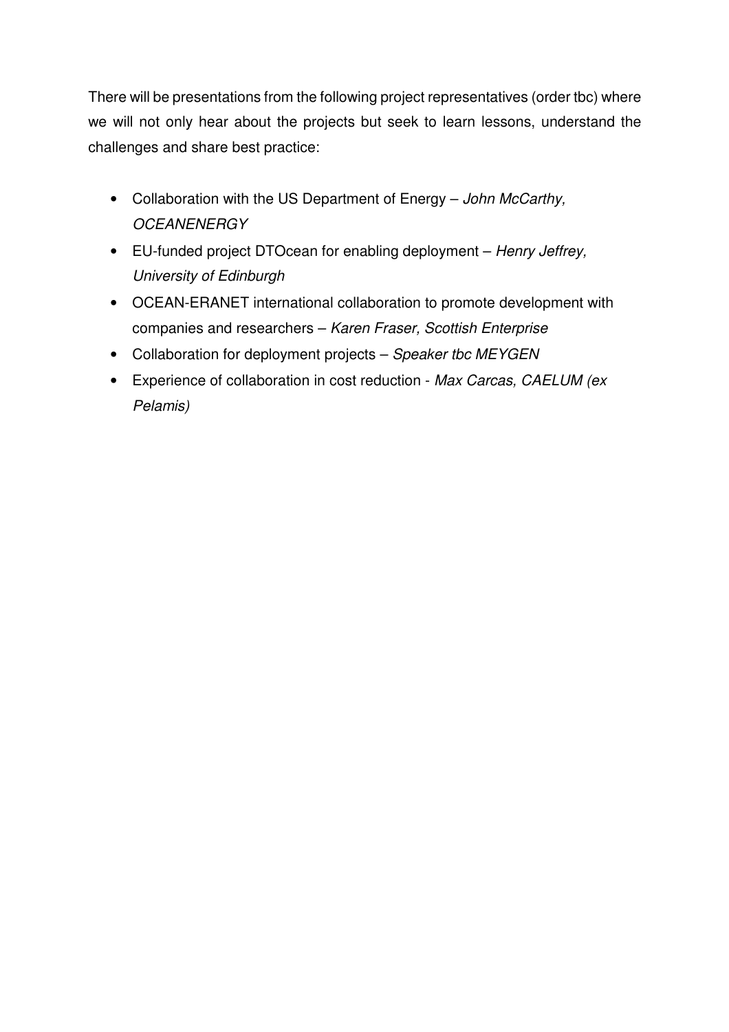There will be presentations from the following project representatives (order tbc) where we will not only hear about the projects but seek to learn lessons, understand the challenges and share best practice:

- Collaboration with the US Department of Energy – *John McCarthy, OCEANENERGY*
- EU-funded project DTOcean for enabling deployment – *Henry Jeffrey, University of Edinburgh*
- OCEAN-ERANET international collaboration to promote development with companies and researchers – *Karen Fraser, Scottish Enterprise*
- Collaboration for deployment projects – *Speaker tbc MEYGEN*
- Experience of collaboration in cost reduction - *Max Carcas, CAELUM (ex Pelamis)*